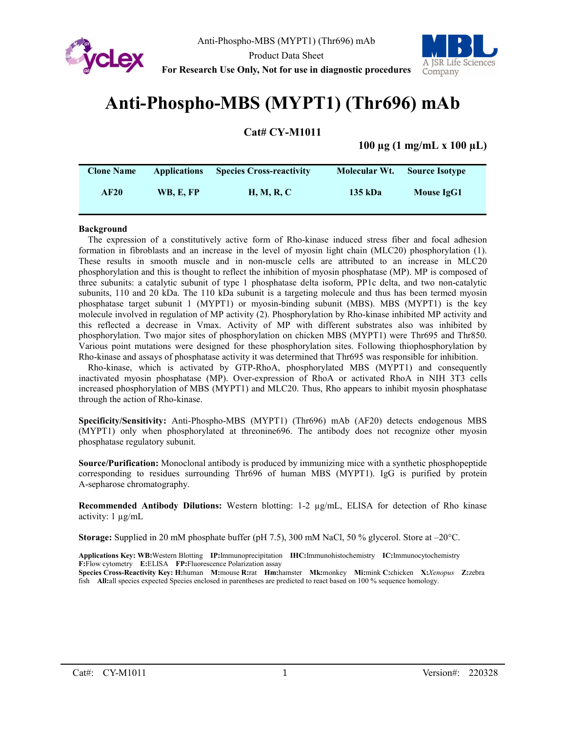Anti-Phospho-MBS (MYPT1) (Thr696) mAb

Product Data Sheet

**For Research Use Only, Not for use in diagnostic procedures**

# Anti-Phospho-MBS (MYPT1) (Thr696) mAb

**Cat# CY-M1011**

**100 µg (1 mg/mL x 100 µL)**

| Clone Name | Applications | Species Cross-reactivity | Molecular Wt. | Source Isotype |
|---|---|---|---|---|
| AF20 | WB, E, FP | H, M, R, C | 135 kDa | Mouse IgG1 |

**Background**

The expression of a constitutively active form of Rho-kinase induced stress fiber and focal adhesion formation in fibroblasts and an increase in the level of myosin light chain (MLC20) phosphorylation (1). These results in smooth muscle and in non-muscle cells are attributed to an increase in MLC20 phosphorylation and this is thought to reflect the inhibition of myosin phosphatase (MP). MP is composed of three subunits: a catalytic subunit of type 1 phosphatase delta isoform, PP1c delta, and two non-catalytic subunits, 110 and 20 kDa. The 110 kDa subunit is a targeting molecule and thus has been termed myosin phosphatase target subunit 1 (MYPT1) or myosin-binding subunit (MBS). MBS (MYPT1) is the key molecule involved in regulation of MP activity (2). Phosphorylation by Rho-kinase inhibited MP activity and this reflected a decrease in Vmax. Activity of MP with different substrates also was inhibited by phosphorylation. Two major sites of phosphorylation on chicken MBS (MYPT1) were Thr695 and Thr850. Various point mutations were designed for these phosphorylation sites. Following thiophosphorylation by Rho-kinase and assays of phosphatase activity it was determined that Thr695 was responsible for inhibition.

Rho-kinase, which is activated by GTP-RhoA, phosphorylated MBS (MYPT1) and consequently inactivated myosin phosphatase (MP). Over-expression of RhoA or activated RhoA in NIH 3T3 cells increased phosphorylation of MBS (MYPT1) and MLC20. Thus, Rho appears to inhibit myosin phosphatase through the action of Rho-kinase.

**Specificity/Sensitivity:** Anti-Phospho-MBS (MYPT1) (Thr696) mAb (AF20) detects endogenous MBS (MYPT1) only when phosphorylated at threonine696. The antibody does not recognize other myosin phosphatase regulatory subunit.

**Source/Purification:** Monoclonal antibody is produced by immunizing mice with a synthetic phosphopeptide corresponding to residues surrounding Thr696 of human MBS (MYPT1). IgG is purified by protein A-sepharose chromatography.

**Recommended Antibody Dilutions:** Western blotting: 1-2 µg/mL, ELISA for detection of Rho kinase activity: 1 µg/mL

**Storage:** Supplied in 20 mM phosphate buffer (pH 7.5), 300 mM NaCl, 50 % glycerol. Store at –20°C.

**Applications Key: WB:**Western Blotting **IP:**Immunoprecipitation **IHC:**Immunohistochemistry **IC:**Immunocytochemistry **F:**Flow cytometry **E:**ELISA **FP:**Fluorescence Polarization assay
**Species Cross-Reactivity Key: H:**human **M:**mouse **R:**rat **Hm:**hamster **Mk:**monkey **Mi:**mink **C:**chicken **X:***Xenopus* **Z:**zebra fish **All:**all species expected Species enclosed in parentheses are predicted to react based on 100 % sequence homology.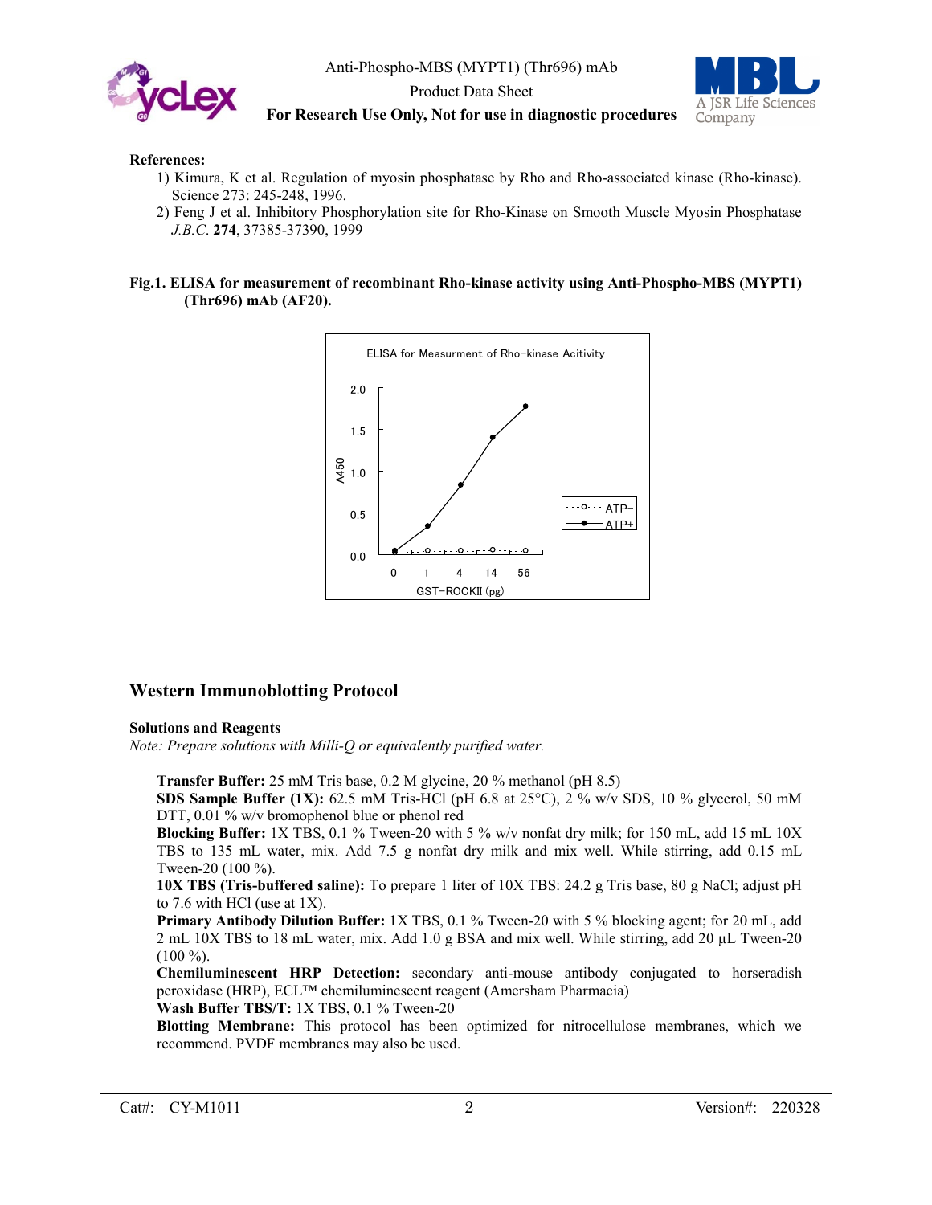**References:**

1) Kimura, K et al. Regulation of myosin phosphatase by Rho and Rho-associated kinase (Rho-kinase). Science 273: 245-248, 1996.
2) Feng J et al. Inhibitory Phosphorylation site for Rho-Kinase on Smooth Muscle Myosin Phosphatase *J.B.C.* **274**, 37385-37390, 1999

**Fig.1. ELISA for measurement of recombinant Rho-kinase activity using Anti-Phospho-MBS (MYPT1) (Thr696) mAb (AF20).**

## Western Immunoblotting Protocol

### Solutions and Reagents

*Note: Prepare solutions with Milli-Q or equivalently purified water.*

**Transfer Buffer:** 25 mM Tris base, 0.2 M glycine, 20 % methanol (pH 8.5)

**SDS Sample Buffer (1X):** 62.5 mM Tris-HCl (pH 6.8 at 25°C), 2 % w/v SDS, 10 % glycerol, 50 mM DTT, 0.01 % w/v bromophenol blue or phenol red

**Blocking Buffer:** 1X TBS, 0.1 % Tween-20 with 5 % w/v nonfat dry milk; for 150 mL, add 15 mL 10X TBS to 135 mL water, mix. Add 7.5 g nonfat dry milk and mix well. While stirring, add 0.15 mL Tween-20 (100 %).

**10X TBS (Tris-buffered saline):** To prepare 1 liter of 10X TBS: 24.2 g Tris base, 80 g NaCl; adjust pH to 7.6 with HCl (use at 1X).

**Primary Antibody Dilution Buffer:** 1X TBS, 0.1 % Tween-20 with 5 % blocking agent; for 20 mL, add 2 mL 10X TBS to 18 mL water, mix. Add 1.0 g BSA and mix well. While stirring, add 20 µL Tween-20 (100 %).

**Chemiluminescent HRP Detection:** secondary anti-mouse antibody conjugated to horseradish peroxidase (HRP), ECL™ chemiluminescent reagent (Amersham Pharmacia)

**Wash Buffer TBS/T:** 1X TBS, 0.1 % Tween-20

**Blotting Membrane:** This protocol has been optimized for nitrocellulose membranes, which we recommend. PVDF membranes may also be used.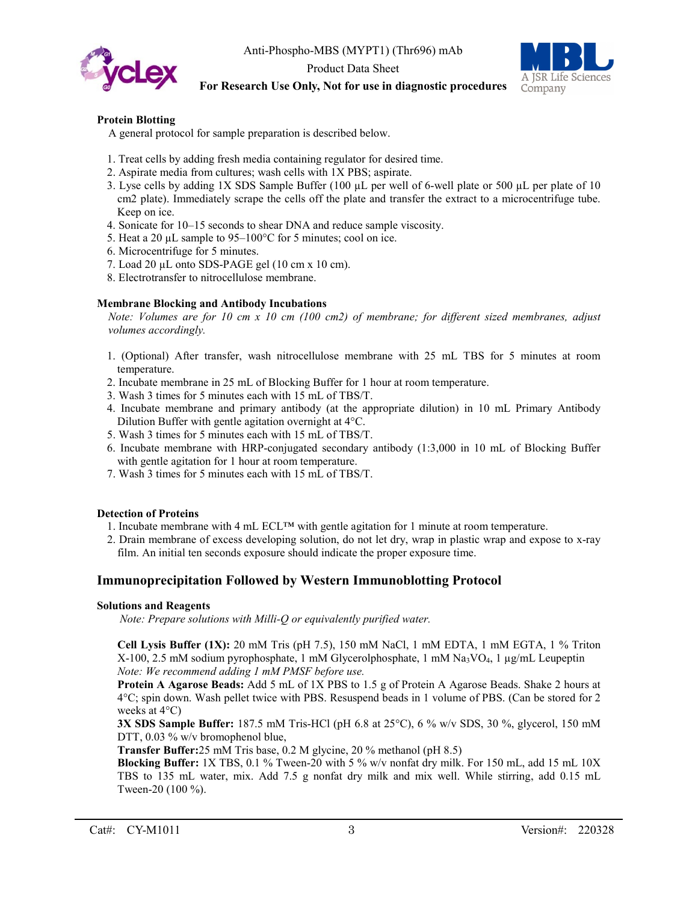### Protein Blotting

A general protocol for sample preparation is described below.

1. Treat cells by adding fresh media containing regulator for desired time.
2. Aspirate media from cultures; wash cells with 1X PBS; aspirate.
3. Lyse cells by adding 1X SDS Sample Buffer (100 µL per well of 6-well plate or 500 µL per plate of 10 cm2 plate). Immediately scrape the cells off the plate and transfer the extract to a microcentrifuge tube. Keep on ice.
4. Sonicate for 10–15 seconds to shear DNA and reduce sample viscosity.
5. Heat a 20 µL sample to 95–100°C for 5 minutes; cool on ice.
6. Microcentrifuge for 5 minutes.
7. Load 20 µL onto SDS-PAGE gel (10 cm x 10 cm).
8. Electrotransfer to nitrocellulose membrane.

### Membrane Blocking and Antibody Incubations

*Note: Volumes are for 10 cm x 10 cm (100 cm2) of membrane; for different sized membranes, adjust volumes accordingly.*

1. (Optional) After transfer, wash nitrocellulose membrane with 25 mL TBS for 5 minutes at room temperature.
2. Incubate membrane in 25 mL of Blocking Buffer for 1 hour at room temperature.
3. Wash 3 times for 5 minutes each with 15 mL of TBS/T.
4. Incubate membrane and primary antibody (at the appropriate dilution) in 10 mL Primary Antibody Dilution Buffer with gentle agitation overnight at 4°C.
5. Wash 3 times for 5 minutes each with 15 mL of TBS/T.
6. Incubate membrane with HRP-conjugated secondary antibody (1:3,000 in 10 mL of Blocking Buffer with gentle agitation for 1 hour at room temperature.
7. Wash 3 times for 5 minutes each with 15 mL of TBS/T.

### Detection of Proteins

1. Incubate membrane with 4 mL ECL™ with gentle agitation for 1 minute at room temperature.
2. Drain membrane of excess developing solution, do not let dry, wrap in plastic wrap and expose to x-ray film. An initial ten seconds exposure should indicate the proper exposure time.

## Immunoprecipitation Followed by Western Immunoblotting Protocol

### Solutions and Reagents

*Note: Prepare solutions with Milli-Q or equivalently purified water.*

**Cell Lysis Buffer (1X):** 20 mM Tris (pH 7.5), 150 mM NaCl, 1 mM EDTA, 1 mM EGTA, 1 % Triton X-100, 2.5 mM sodium pyrophosphate, 1 mM Glycerolphosphate, 1 mM $Na_3VO_4$, 1 µg/mL Leupeptin
*Note: We recommend adding 1 mM PMSF before use.*

**Protein A Agarose Beads:** Add 5 mL of 1X PBS to 1.5 g of Protein A Agarose Beads. Shake 2 hours at 4°C; spin down. Wash pellet twice with PBS. Resuspend beads in 1 volume of PBS. (Can be stored for 2 weeks at 4°C)

**3X SDS Sample Buffer:** 187.5 mM Tris-HCl (pH 6.8 at 25°C), 6 % w/v SDS, 30 %, glycerol, 150 mM DTT, 0.03 % w/v bromophenol blue,

**Transfer Buffer:**25 mM Tris base, 0.2 M glycine, 20 % methanol (pH 8.5)

**Blocking Buffer:** 1X TBS, 0.1 % Tween-20 with 5 % w/v nonfat dry milk. For 150 mL, add 15 mL 10X TBS to 135 mL water, mix. Add 7.5 g nonfat dry milk and mix well. While stirring, add 0.15 mL Tween-20 (100 %).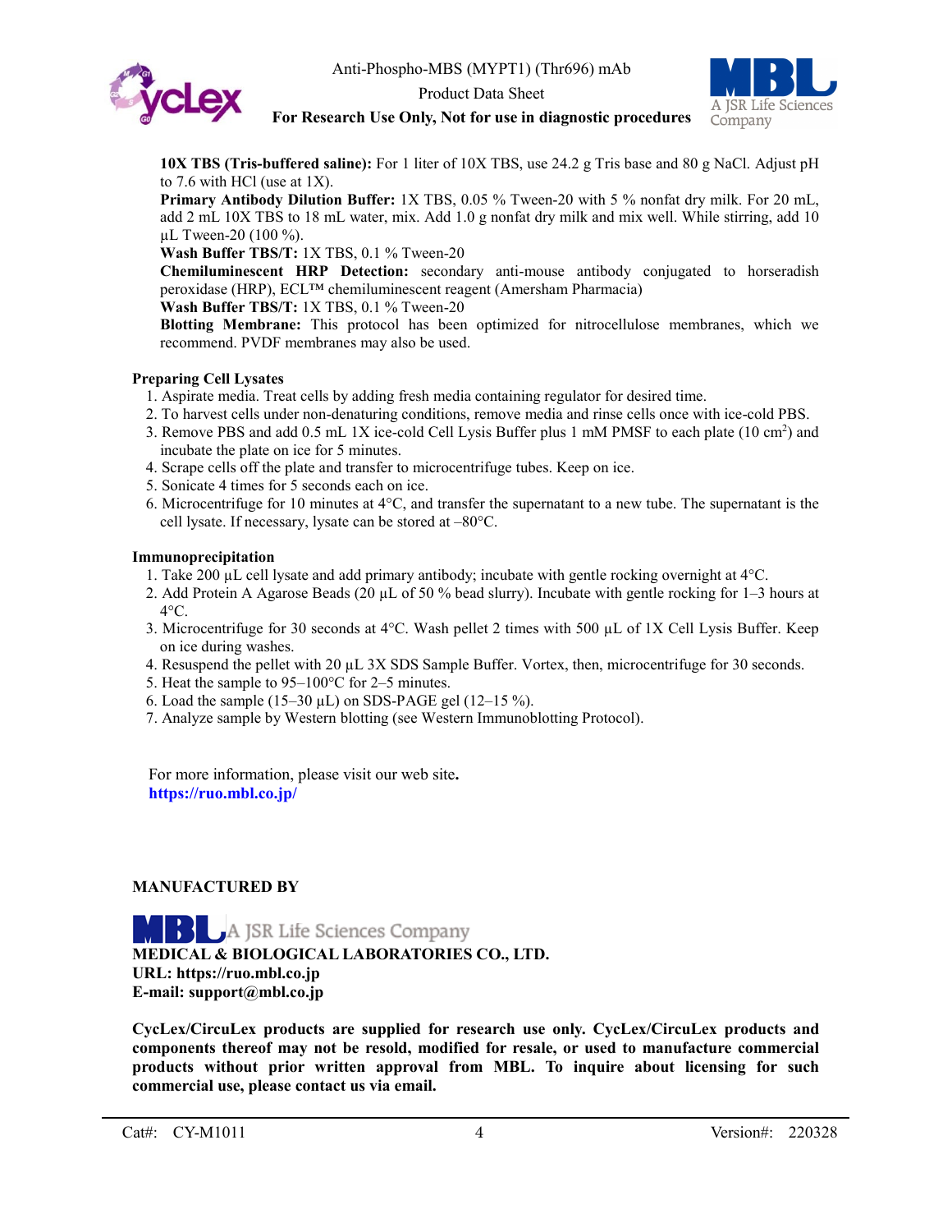**10X TBS (Tris-buffered saline):** For 1 liter of 10X TBS, use 24.2 g Tris base and 80 g NaCl. Adjust pH to 7.6 with HCl (use at 1X).

**Primary Antibody Dilution Buffer:** 1X TBS, 0.05 % Tween-20 with 5 % nonfat dry milk. For 20 mL, add 2 mL 10X TBS to 18 mL water, mix. Add 1.0 g nonfat dry milk and mix well. While stirring, add 10 µL Tween-20 (100 %).

**Wash Buffer TBS/T:** 1X TBS, 0.1 % Tween-20

**Chemiluminescent HRP Detection:** secondary anti-mouse antibody conjugated to horseradish peroxidase (HRP), ECL™ chemiluminescent reagent (Amersham Pharmacia)

**Wash Buffer TBS/T:** 1X TBS, 0.1 % Tween-20

**Blotting Membrane:** This protocol has been optimized for nitrocellulose membranes, which we recommend. PVDF membranes may also be used.

### Preparing Cell Lysates

1. Aspirate media. Treat cells by adding fresh media containing regulator for desired time.
2. To harvest cells under non-denaturing conditions, remove media and rinse cells once with ice-cold PBS.
3. Remove PBS and add 0.5 mL 1X ice-cold Cell Lysis Buffer plus 1 mM PMSF to each plate (10 $cm^2$) and incubate the plate on ice for 5 minutes.
4. Scrape cells off the plate and transfer to microcentrifuge tubes. Keep on ice.
5. Sonicate 4 times for 5 seconds each on ice.
6. Microcentrifuge for 10 minutes at 4°C, and transfer the supernatant to a new tube. The supernatant is the cell lysate. If necessary, lysate can be stored at –80°C.

### Immunoprecipitation

1. Take 200 µL cell lysate and add primary antibody; incubate with gentle rocking overnight at 4°C.
2. Add Protein A Agarose Beads (20 µL of 50 % bead slurry). Incubate with gentle rocking for 1–3 hours at 4°C.
3. Microcentrifuge for 30 seconds at 4°C. Wash pellet 2 times with 500 µL of 1X Cell Lysis Buffer. Keep on ice during washes.
4. Resuspend the pellet with 20 µL 3X SDS Sample Buffer. Vortex, then, microcentrifuge for 30 seconds.
5. Heat the sample to 95–100°C for 2–5 minutes.
6. Load the sample (15–30 µL) on SDS-PAGE gel (12–15 %).
7. Analyze sample by Western blotting (see Western Immunoblotting Protocol).

For more information, please visit our web site.
https://ruo.mbl.co.jp/

### MANUFACTURED BY

MBL A JSR Life Sciences Company

**MEDICAL & BIOLOGICAL LABORATORIES CO., LTD.**
**URL: https://ruo.mbl.co.jp**
**E-mail: support@mbl.co.jp**

**CycLex/CircuLex products are supplied for research use only. CycLex/CircuLex products and components thereof may not be resold, modified for resale, or used to manufacture commercial products without prior written approval from MBL. To inquire about licensing for such commercial use, please contact us via email.**